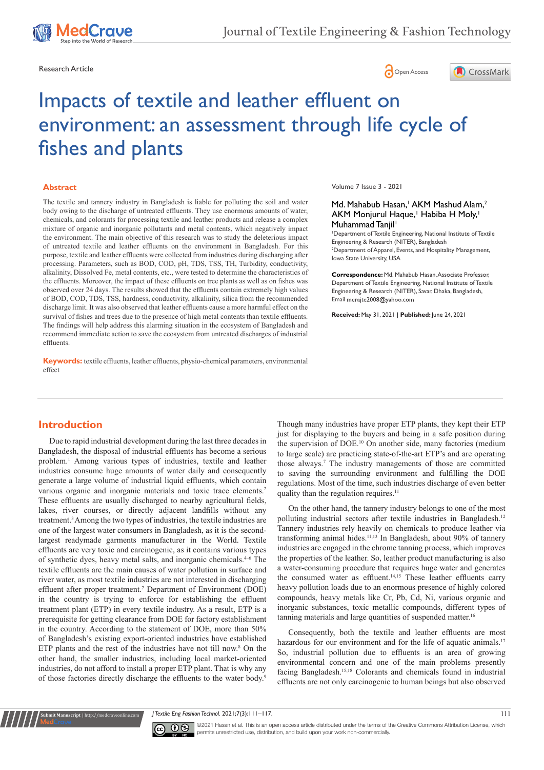Research Article

Open Access

# Impacts of textile and leather effluent on environment: an assessment through life cycle of fishes and plants

## Abstract

The textile and tannery industry in Bangladesh is liable for polluting the soil and water body owing to the discharge of untreated effluents. They use enormous amounts of water, chemicals, and colorants for processing textile and leather products and release a complex mixture of organic and inorganic pollutants and metal contents, which negatively impact the environment. The main objective of this research was to study the deleterious impact of untreated textile and leather effluents on the environment in Bangladesh. For this purpose, textile and leather effluents were collected from industries during discharging after processing. Parameters, such as BOD, COD, pH, TDS, TSS, Turbidity, conductivity, alkalinity, Dissolved Fe, metal contents, etc., were tested to determine the characteristics of the effluents. Moreover, the impact of these effluents on tree plants as well as on fishes was observed over 24 days. The results showed that the effluents contain extremely high values of BOD, COD, TDS, hardness, conductivity, alkalinity, silica from the recommended discharge limit. It was also observed that leather effluents cause a more harmful effect on the survival of fishes and trees due to the presence of high metal contents than textile effluents. The findings will help address this alarming situation in the ecosystem of Bangladesh and recommend immediate action to save the ecosystem from untreated discharges of industrial effluents.

**Keywords:** textile effluents, leather effluents, physio-chemical parameters, environmental effect

Volume 7 Issue 3 - 2021

Md. Mahabub Hasan,[1] AKM Mashud Alam,[2] AKM Monjurul Haque,[1] Habiba H Moly,[1] Muhammad Tanjil[1]

[1]Department of Textile Engineering, National Institute of Textile Engineering & Research (NITER), Bangladesh

[2]Department of Apparel, Events, and Hospitality Management, Iowa State University, USA

**Correspondence:** Md. Mahabub Hasan, Associate Professor, Department of Textile Engineering, National Institute of Textile Engineering & Research (NITER), Savar, Dhaka, Bangladesh, Email merajte2008@yahoo.com

**Received:** May 31, 2021 | **Published:** June 24, 2021

## Introduction

Due to rapid industrial development during the last three decades in Bangladesh, the disposal of industrial effluents has become a serious problem.[1] Among various types of industries, textile and leather industries consume huge amounts of water daily and consequently generate a large volume of industrial liquid effluents, which contain various organic and inorganic materials and toxic trace elements.[2] These effluents are usually discharged to nearby agricultural fields, lakes, river courses, or directly adjacent landfills without any treatment.[3] Among the two types of industries, the textile industries are one of the largest water consumers in Bangladesh, as it is the second-largest readymade garments manufacturer in the World. Textile effluents are very toxic and carcinogenic, as it contains various types of synthetic dyes, heavy metal salts, and inorganic chemicals.[4–6] The textile effluents are the main causes of water pollution in surface and river water, as most textile industries are not interested in discharging effluent after proper treatment.[7] Department of Environment (DOE) in the country is trying to enforce for establishing the effluent treatment plant (ETP) in every textile industry. As a result, ETP is a prerequisite for getting clearance from DOE for factory establishment in the country. According to the statement of DOE, more than 50% of Bangladesh's existing export-oriented industries have established ETP plants and the rest of the industries have not till now.[8] On the other hand, the smaller industries, including local market-oriented industries, do not afford to install a proper ETP plant. That is why any of those factories directly discharge the effluents to the water body.[9]

Though many industries have proper ETP plants, they kept their ETP just for displaying to the buyers and being in a safe position during the supervision of DOE.[10] On another side, many factories (medium to large scale) are practicing state-of-the-art ETP's and are operating those always.[7] The industry managements of those are committed to saving the surrounding environment and fulfilling the DOE regulations. Most of the time, such industries discharge of even better quality than the regulation requires.[11]

On the other hand, the tannery industry belongs to one of the most polluting industrial sectors after textile industries in Bangladesh.[12] Tannery industries rely heavily on chemicals to produce leather via transforming animal hides.[11,13] In Bangladesh, about 90% of tannery industries are engaged in the chrome tanning process, which improves the properties of the leather. So, leather product manufacturing is also a water-consuming procedure that requires huge water and generates the consumed water as effluent.[14,15] These leather effluents carry heavy pollution loads due to an enormous presence of highly colored compounds, heavy metals like Cr, Pb, Cd, Ni, various organic and inorganic substances, toxic metallic compounds, different types of tanning materials and large quantities of suspended matter.[16]

Consequently, both the textile and leather effluents are most hazardous for our environment and for the life of aquatic animals.[17] So, industrial pollution due to effluents is an area of growing environmental concern and one of the main problems presently facing Bangladesh.[15,18] Colorants and chemicals found in industrial effluents are not only carcinogenic to human beings but also observed

©2021 Hasan et al. This is an open access article distributed under the terms of the Creative Commons Attribution License, which permits unrestricted use, distribution, and build upon your work non-commercially.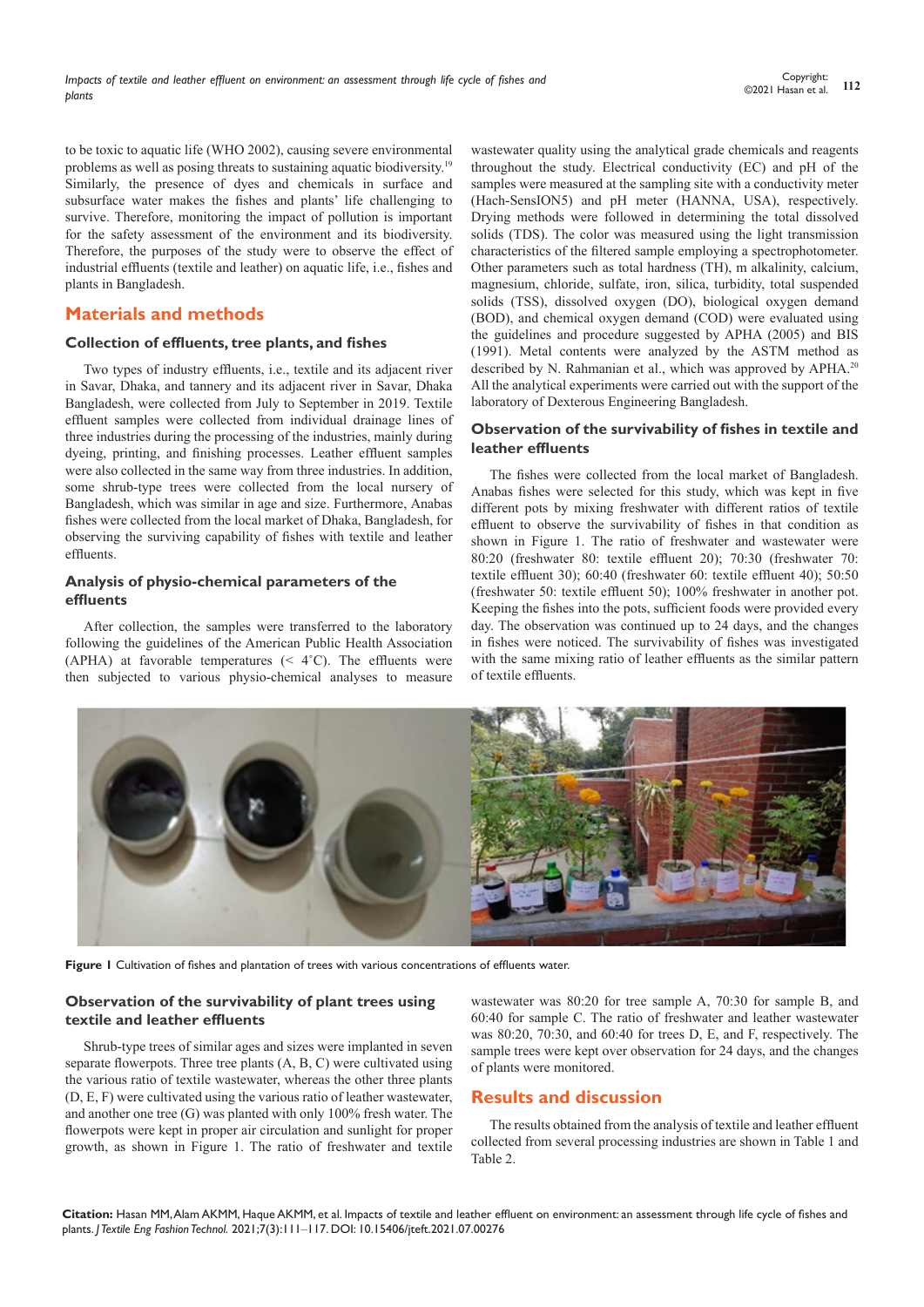to be toxic to aquatic life (WHO 2002), causing severe environmental problems as well as posing threats to sustaining aquatic biodiversity.[19] Similarly, the presence of dyes and chemicals in surface and subsurface water makes the fishes and plants' life challenging to survive. Therefore, monitoring the impact of pollution is important for the safety assessment of the environment and its biodiversity. Therefore, the purposes of the study were to observe the effect of industrial effluents (textile and leather) on aquatic life, i.e., fishes and plants in Bangladesh.

## Materials and methods

### Collection of effluents, tree plants, and fishes

Two types of industry effluents, i.e., textile and its adjacent river in Savar, Dhaka, and tannery and its adjacent river in Savar, Dhaka Bangladesh, were collected from July to September in 2019. Textile effluent samples were collected from individual drainage lines of three industries during the processing of the industries, mainly during dyeing, printing, and finishing processes. Leather effluent samples were also collected in the same way from three industries. In addition, some shrub-type trees were collected from the local nursery of Bangladesh, which was similar in age and size. Furthermore, Anabas fishes were collected from the local market of Dhaka, Bangladesh, for observing the surviving capability of fishes with textile and leather effluents.

### Analysis of physio-chemical parameters of the effluents

After collection, the samples were transferred to the laboratory following the guidelines of the American Public Health Association (APHA) at favorable temperatures (< 4˚C). The effluents were then subjected to various physio-chemical analyses to measure wastewater quality using the analytical grade chemicals and reagents throughout the study. Electrical conductivity (EC) and pH of the samples were measured at the sampling site with a conductivity meter (Hach-SensION5) and pH meter (HANNA, USA), respectively. Drying methods were followed in determining the total dissolved solids (TDS). The color was measured using the light transmission characteristics of the filtered sample employing a spectrophotometer. Other parameters such as total hardness (TH), m alkalinity, calcium, magnesium, chloride, sulfate, iron, silica, turbidity, total suspended solids (TSS), dissolved oxygen (DO), biological oxygen demand (BOD), and chemical oxygen demand (COD) were evaluated using the guidelines and procedure suggested by APHA (2005) and BIS (1991). Metal contents were analyzed by the ASTM method as described by N. Rahmanian et al., which was approved by APHA.[20] All the analytical experiments were carried out with the support of the laboratory of Dexterous Engineering Bangladesh.

### Observation of the survivability of fishes in textile and leather effluents

The fishes were collected from the local market of Bangladesh. Anabas fishes were selected for this study, which was kept in five different pots by mixing freshwater with different ratios of textile effluent to observe the survivability of fishes in that condition as shown in Figure 1. The ratio of freshwater and wastewater were 80:20 (freshwater 80: textile effluent 20); 70:30 (freshwater 70: textile effluent 30); 60:40 (freshwater 60: textile effluent 40); 50:50 (freshwater 50: textile effluent 50); 100% freshwater in another pot. Keeping the fishes into the pots, sufficient foods were provided every day. The observation was continued up to 24 days, and the changes in fishes were noticed. The survivability of fishes was investigated with the same mixing ratio of leather effluents as the similar pattern of textile effluents.

**Figure 1** Cultivation of fishes and plantation of trees with various concentrations of effluents water.

### Observation of the survivability of plant trees using textile and leather effluents

Shrub-type trees of similar ages and sizes were implanted in seven separate flowerpots. Three tree plants (A, B, C) were cultivated using the various ratio of textile wastewater, whereas the other three plants (D, E, F) were cultivated using the various ratio of leather wastewater, and another one tree (G) was planted with only 100% fresh water. The flowerpots were kept in proper air circulation and sunlight for proper growth, as shown in Figure 1. The ratio of freshwater and textile wastewater was 80:20 for tree sample A, 70:30 for sample B, and 60:40 for sample C. The ratio of freshwater and leather wastewater was 80:20, 70:30, and 60:40 for trees D, E, and F, respectively. The sample trees were kept over observation for 24 days, and the changes of plants were monitored.

## Results and discussion

The results obtained from the analysis of textile and leather effluent collected from several processing industries are shown in Table 1 and Table 2.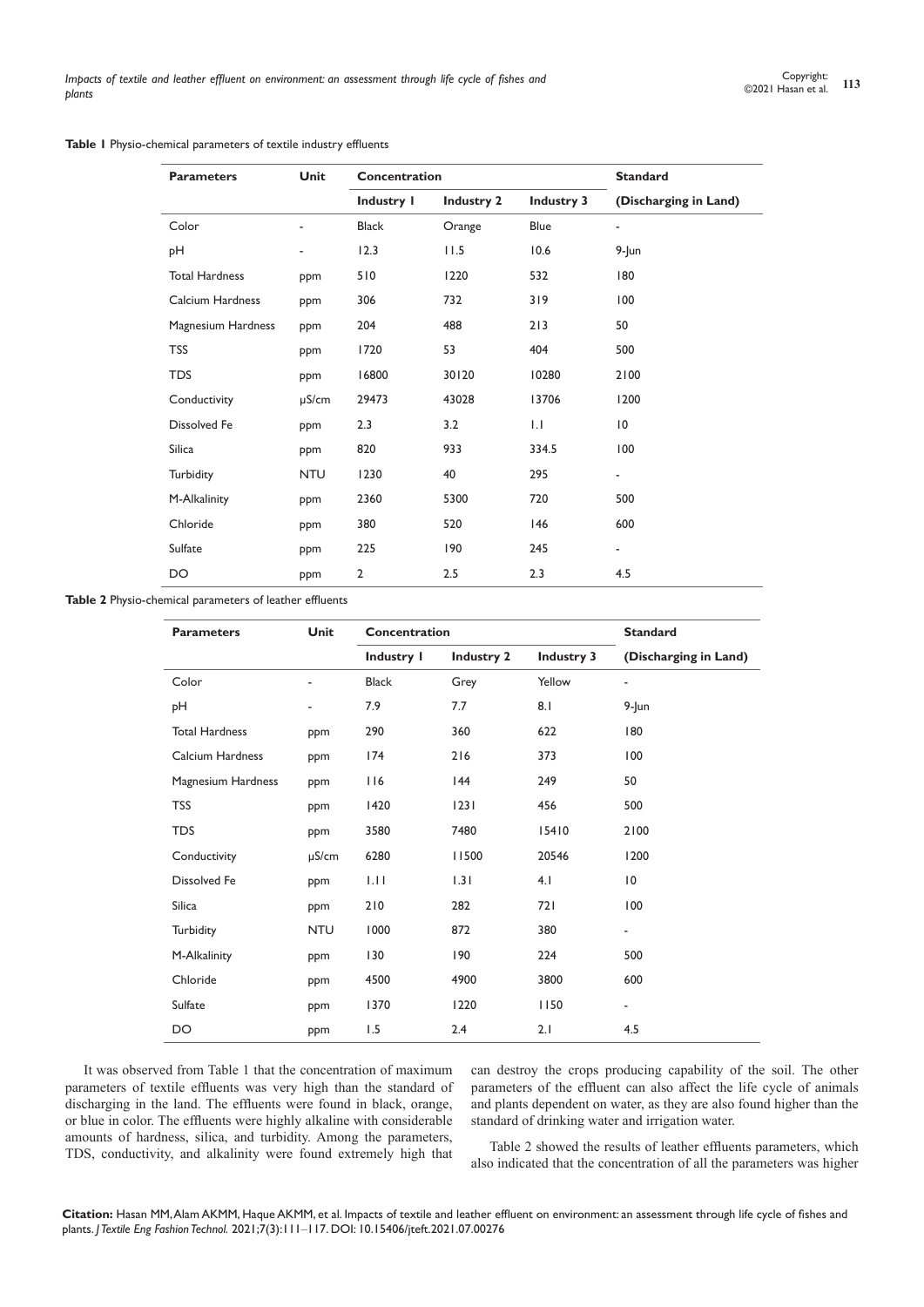**Table 1** Physio-chemical parameters of textile industry effluents

| Parameters | Unit | Concentration | | | Standard |
|---|---|---|---|---|---|
| | | Industry 1 | Industry 2 | Industry 3 | (Discharging in Land) |
| Color | - | Black | Orange | Blue | - |
| pH | - | 12.3 | 11.5 | 10.6 | 9-Jun |
| Total Hardness | ppm | 510 | 1220 | 532 | 180 |
| Calcium Hardness | ppm | 306 | 732 | 319 | 100 |
| Magnesium Hardness | ppm | 204 | 488 | 213 | 50 |
| TSS | ppm | 1720 | 53 | 404 | 500 |
| TDS | ppm | 16800 | 30120 | 10280 | 2100 |
| Conductivity | µS/cm | 29473 | 43028 | 13706 | 1200 |
| Dissolved Fe | ppm | 2.3 | 3.2 | 1.1 | 10 |
| Silica | ppm | 820 | 933 | 334.5 | 100 |
| Turbidity | NTU | 1230 | 40 | 295 | - |
| M-Alkalinity | ppm | 2360 | 5300 | 720 | 500 |
| Chloride | ppm | 380 | 520 | 146 | 600 |
| Sulfate | ppm | 225 | 190 | 245 | - |
| DO | ppm | 2 | 2.5 | 2.3 | 4.5 |

**Table 2** Physio-chemical parameters of leather effluents

| Parameters | Unit | Concentration | | | Standard |
|---|---|---|---|---|---|
| | | Industry 1 | Industry 2 | Industry 3 | (Discharging in Land) |
| Color | - | Black | Grey | Yellow | - |
| pH | - | 7.9 | 7.7 | 8.1 | 9-Jun |
| Total Hardness | ppm | 290 | 360 | 622 | 180 |
| Calcium Hardness | ppm | 174 | 216 | 373 | 100 |
| Magnesium Hardness | ppm | 116 | 144 | 249 | 50 |
| TSS | ppm | 1420 | 1231 | 456 | 500 |
| TDS | ppm | 3580 | 7480 | 15410 | 2100 |
| Conductivity | µS/cm | 6280 | 11500 | 20546 | 1200 |
| Dissolved Fe | ppm | 1.11 | 1.31 | 4.1 | 10 |
| Silica | ppm | 210 | 282 | 721 | 100 |
| Turbidity | NTU | 1000 | 872 | 380 | - |
| M-Alkalinity | ppm | 130 | 190 | 224 | 500 |
| Chloride | ppm | 4500 | 4900 | 3800 | 600 |
| Sulfate | ppm | 1370 | 1220 | 1150 | - |
| DO | ppm | 1.5 | 2.4 | 2.1 | 4.5 |

It was observed from Table 1 that the concentration of maximum parameters of textile effluents was very high than the standard of discharging in the land. The effluents were found in black, orange, or blue in color. The effluents were highly alkaline with considerable amounts of hardness, silica, and turbidity. Among the parameters, TDS, conductivity, and alkalinity were found extremely high that can destroy the crops producing capability of the soil. The other parameters of the effluent can also affect the life cycle of animals and plants dependent on water, as they are also found higher than the standard of drinking water and irrigation water.

Table 2 showed the results of leather effluents parameters, which also indicated that the concentration of all the parameters was higher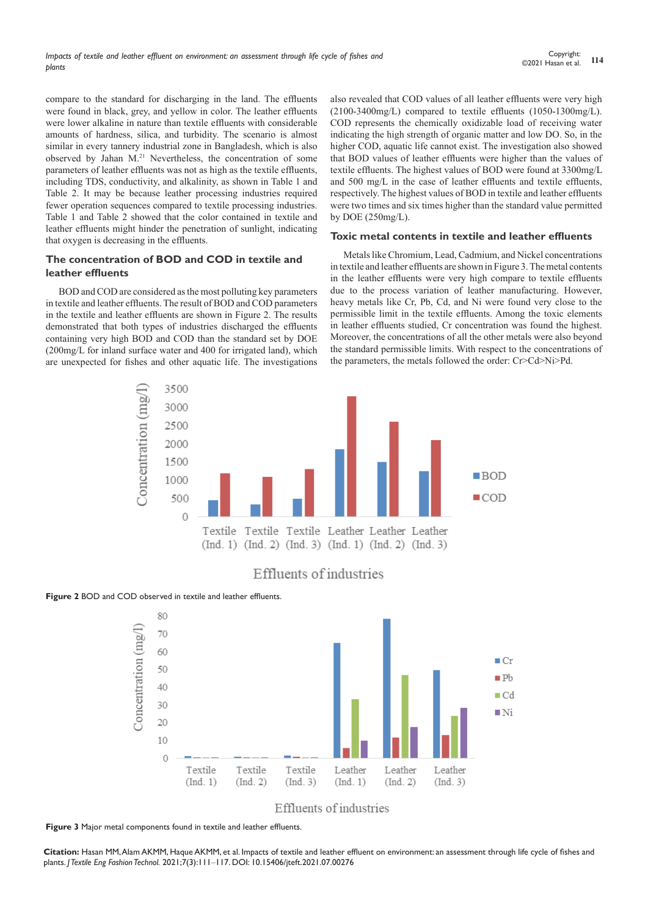compare to the standard for discharging in the land. The effluents were found in black, grey, and yellow in color. The leather effluents were lower alkaline in nature than textile effluents with considerable amounts of hardness, silica, and turbidity. The scenario is almost similar in every tannery industrial zone in Bangladesh, which is also observed by Jahan M.[21] Nevertheless, the concentration of some parameters of leather effluents was not as high as the textile effluents, including TDS, conductivity, and alkalinity, as shown in Table 1 and Table 2. It may be because leather processing industries required fewer operation sequences compared to textile processing industries. Table 1 and Table 2 showed that the color contained in textile and leather effluents might hinder the penetration of sunlight, indicating that oxygen is decreasing in the effluents.

## The concentration of BOD and COD in textile and leather effluents

BOD and COD are considered as the most polluting key parameters in textile and leather effluents. The result of BOD and COD parameters in the textile and leather effluents are shown in Figure 2. The results demonstrated that both types of industries discharged the effluents containing very high BOD and COD than the standard set by DOE (200mg/L for inland surface water and 400 for irrigated land), which are unexpected for fishes and other aquatic life. The investigations also revealed that COD values of all leather effluents were very high (2100-3400mg/L) compared to textile effluents (1050-1300mg/L). COD represents the chemically oxidizable load of receiving water indicating the high strength of organic matter and low DO. So, in the higher COD, aquatic life cannot exist. The investigation also showed that BOD values of leather effluents were higher than the values of textile effluents. The highest values of BOD were found at 3300mg/L and 500 mg/L in the case of leather effluents and textile effluents, respectively. The highest values of BOD in textile and leather effluents were two times and six times higher than the standard value permitted by DOE (250mg/L).

## Toxic metal contents in textile and leather effluents

Metals like Chromium, Lead, Cadmium, and Nickel concentrations in textile and leather effluents are shown in Figure 3. The metal contents in the leather effluents were very high compare to textile effluents due to the process variation of leather manufacturing. However, heavy metals like Cr, Pb, Cd, and Ni were found very close to the permissible limit in the textile effluents. Among the toxic elements in leather effluents studied, Cr concentration was found the highest. Moreover, the concentrations of all the other metals were also beyond the standard permissible limits. With respect to the concentrations of the parameters, the metals followed the order: Cr>Cd>Ni>Pd.

**Figure 2** BOD and COD observed in textile and leather effluents.

**Figure 3** Major metal components found in textile and leather effluents.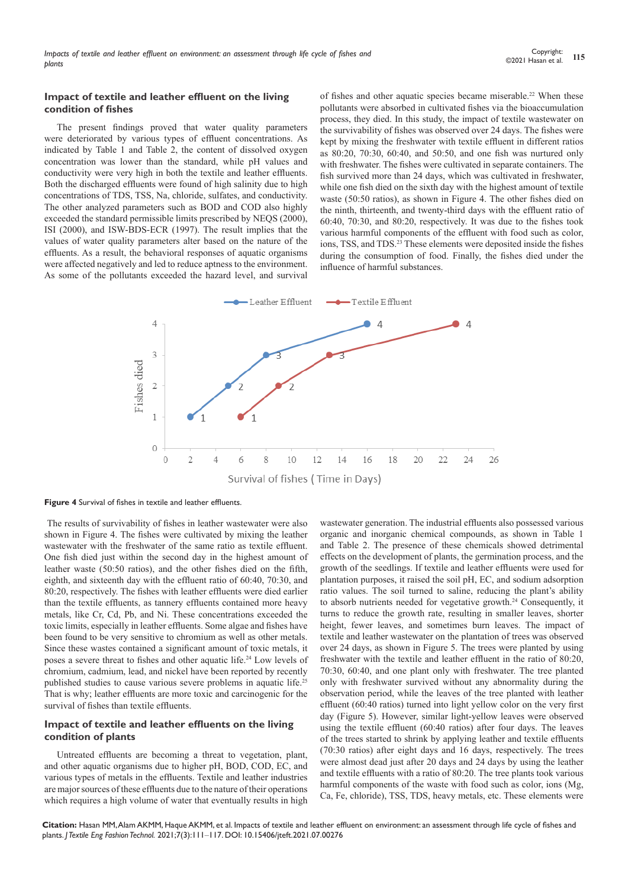## Impact of textile and leather effluent on the living condition of fishes

The present findings proved that water quality parameters were deteriorated by various types of effluent concentrations. As indicated by Table 1 and Table 2, the content of dissolved oxygen concentration was lower than the standard, while pH values and conductivity were very high in both the textile and leather effluents. Both the discharged effluents were found of high salinity due to high concentrations of TDS, TSS, Na, chloride, sulfates, and conductivity. The other analyzed parameters such as BOD and COD also highly exceeded the standard permissible limits prescribed by NEQS (2000), ISI (2000), and ISW-BDS-ECR (1997). The result implies that the values of water quality parameters alter based on the nature of the effluents. As a result, the behavioral responses of aquatic organisms were affected negatively and led to reduce aptness to the environment. As some of the pollutants exceeded the hazard level, and survival of fishes and other aquatic species became miserable.[22] When these pollutants were absorbed in cultivated fishes via the bioaccumulation process, they died. In this study, the impact of textile wastewater on the survivability of fishes was observed over 24 days. The fishes were kept by mixing the freshwater with textile effluent in different ratios as 80:20, 70:30, 60:40, and 50:50, and one fish was nurtured only with freshwater. The fishes were cultivated in separate containers. The fish survived more than 24 days, which was cultivated in freshwater, while one fish died on the sixth day with the highest amount of textile waste (50:50 ratios), as shown in Figure 4. The other fishes died on the ninth, thirteenth, and twenty-third days with the effluent ratio of 60:40, 70:30, and 80:20, respectively. It was due to the fishes took various harmful components of the effluent with food such as color, ions, TSS, and TDS.[23] These elements were deposited inside the fishes during the consumption of food. Finally, the fishes died under the influence of harmful substances.

**Figure 4** Survival of fishes in textile and leather effluents.

The results of survivability of fishes in leather wastewater were also shown in Figure 4. The fishes were cultivated by mixing the leather wastewater with the freshwater of the same ratio as textile effluent. One fish died just within the second day in the highest amount of leather waste (50:50 ratios), and the other fishes died on the fifth, eighth, and sixteenth day with the effluent ratio of 60:40, 70:30, and 80:20, respectively. The fishes with leather effluents were died earlier than the textile effluents, as tannery effluents contained more heavy metals, like Cr, Cd, Pb, and Ni. These concentrations exceeded the toxic limits, especially in leather effluents. Some algae and fishes have been found to be very sensitive to chromium as well as other metals. Since these wastes contained a significant amount of toxic metals, it poses a severe threat to fishes and other aquatic life.[24] Low levels of chromium, cadmium, lead, and nickel have been reported by recently published studies to cause various severe problems in aquatic life.[25] That is why; leather effluents are more toxic and carcinogenic for the survival of fishes than textile effluents.

## Impact of textile and leather effluents on the living condition of plants

Untreated effluents are becoming a threat to vegetation, plant, and other aquatic organisms due to higher pH, BOD, COD, EC, and various types of metals in the effluents. Textile and leather industries are major sources of these effluents due to the nature of their operations which requires a high volume of water that eventually results in high wastewater generation. The industrial effluents also possessed various organic and inorganic chemical compounds, as shown in Table 1 and Table 2. The presence of these chemicals showed detrimental effects on the development of plants, the germination process, and the growth of the seedlings. If textile and leather effluents were used for plantation purposes, it raised the soil pH, EC, and sodium adsorption ratio values. The soil turned to saline, reducing the plant's ability to absorb nutrients needed for vegetative growth.[24] Consequently, it turns to reduce the growth rate, resulting in smaller leaves, shorter height, fewer leaves, and sometimes burn leaves. The impact of textile and leather wastewater on the plantation of trees was observed over 24 days, as shown in Figure 5. The trees were planted by using freshwater with the textile and leather effluent in the ratio of 80:20, 70:30, 60:40, and one plant only with freshwater. The tree planted only with freshwater survived without any abnormality during the observation period, while the leaves of the tree planted with leather effluent (60:40 ratios) turned into light yellow color on the very first day (Figure 5). However, similar light-yellow leaves were observed using the textile effluent (60:40 ratios) after four days. The leaves of the trees started to shrink by applying leather and textile effluents (70:30 ratios) after eight days and 16 days, respectively. The trees were almost dead just after 20 days and 24 days by using the leather and textile effluents with a ratio of 80:20. The tree plants took various harmful components of the waste with food such as color, ions (Mg, Ca, Fe, chloride), TSS, TDS, heavy metals, etc. These elements were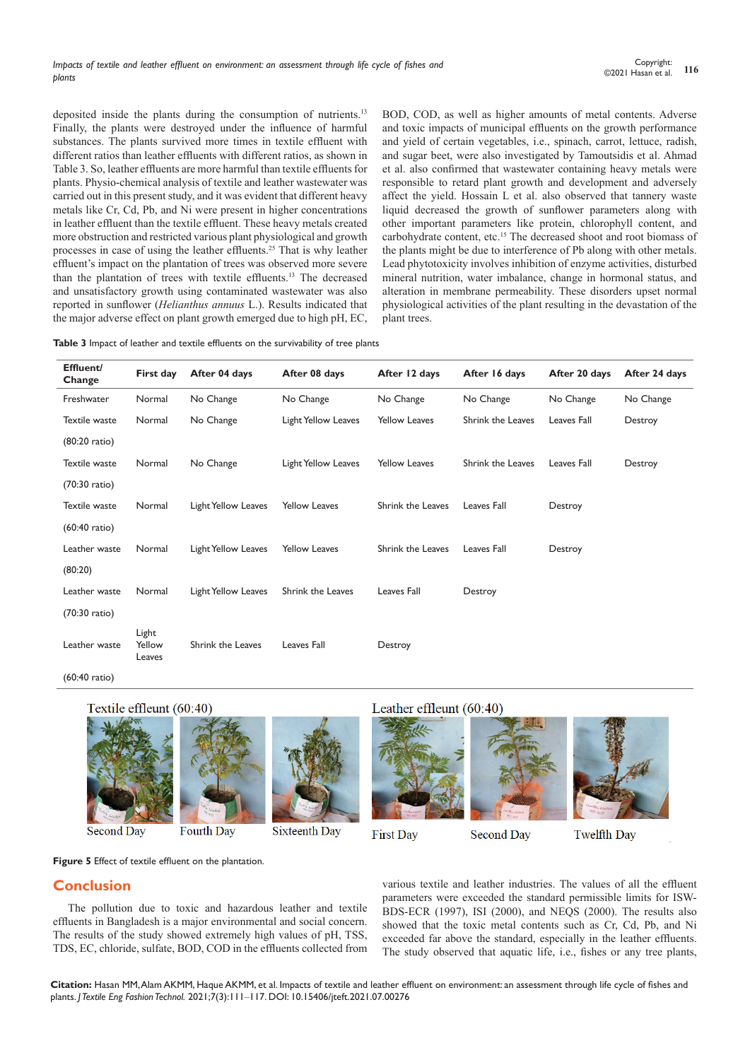deposited inside the plants during the consumption of nutrients.[13] Finally, the plants were destroyed under the influence of harmful substances. The plants survived more times in textile effluent with different ratios than leather effluents with different ratios, as shown in Table 3. So, leather effluents are more harmful than textile effluents for plants. Physio-chemical analysis of textile and leather wastewater was carried out in this present study, and it was evident that different heavy metals like Cr, Cd, Pb, and Ni were present in higher concentrations in leather effluent than the textile effluent. These heavy metals created more obstruction and restricted various plant physiological and growth processes in case of using the leather effluents.[25] That is why leather effluent's impact on the plantation of trees was observed more severe than the plantation of trees with textile effluents.[13] The decreased and unsatisfactory growth using contaminated wastewater was also reported in sunflower (*Helianthus annuus* L.). Results indicated that the major adverse effect on plant growth emerged due to high pH, EC, BOD, COD, as well as higher amounts of metal contents. Adverse and toxic impacts of municipal effluents on the growth performance and yield of certain vegetables, i.e., spinach, carrot, lettuce, radish, and sugar beet, were also investigated by Tamoutsidis et al. Ahmad et al. also confirmed that wastewater containing heavy metals were responsible to retard plant growth and development and adversely affect the yield. Hossain L et al. also observed that tannery waste liquid decreased the growth of sunflower parameters along with other important parameters like protein, chlorophyll content, and carbohydrate content, etc.[15] The decreased shoot and root biomass of the plants might be due to interference of Pb along with other metals. Lead phytotoxicity involves inhibition of enzyme activities, disturbed mineral nutrition, water imbalance, change in hormonal status, and alteration in membrane permeability. These disorders upset normal physiological activities of the plant resulting in the devastation of the plant trees.

**Table 3** Impact of leather and textile effluents on the survivability of tree plants

| Effluent/ Change | First day | After 04 days | After 08 days | After 12 days | After 16 days | After 20 days | After 24 days |
|---|---|---|---|---|---|---|---|
| Freshwater | Normal | No Change | No Change | No Change | No Change | No Change | No Change |
| Textile waste (80:20 ratio) | Normal | No Change | Light Yellow Leaves | Yellow Leaves | Shrink the Leaves | Leaves Fall | Destroy |
| Textile waste (70:30 ratio) | Normal | No Change | Light Yellow Leaves | Yellow Leaves | Shrink the Leaves | Leaves Fall | Destroy |
| Textile waste (60:40 ratio) | Normal | Light Yellow Leaves | Yellow Leaves | Shrink the Leaves | Leaves Fall | Destroy | |
| Leather waste (80:20) | Normal | Light Yellow Leaves | Yellow Leaves | Shrink the Leaves | Leaves Fall | Destroy | |
| Leather waste (70:30 ratio) | Normal | Light Yellow Leaves | Shrink the Leaves | Leaves Fall | Destroy | | |
| Leather waste (60:40 ratio) | Light Yellow Leaves | Shrink the Leaves | Leaves Fall | Destroy | | | |

Textile effleunt (60:40) — Second Day, Fourth Day, Sixteenth Day

Leather effleunt (60:40) — First Day, Second Day, Twelfth Day

**Figure 5** Effect of textile effluent on the plantation.

## Conclusion

The pollution due to toxic and hazardous leather and textile effluents in Bangladesh is a major environmental and social concern. The results of the study showed extremely high values of pH, TSS, TDS, EC, chloride, sulfate, BOD, COD in the effluents collected from various textile and leather industries. The values of all the effluent parameters were exceeded the standard permissible limits for ISW-BDS-ECR (1997), ISI (2000), and NEQS (2000). The results also showed that the toxic metal contents such as Cr, Cd, Pb, and Ni exceeded far above the standard, especially in the leather effluents. The study observed that aquatic life, i.e., fishes or any tree plants,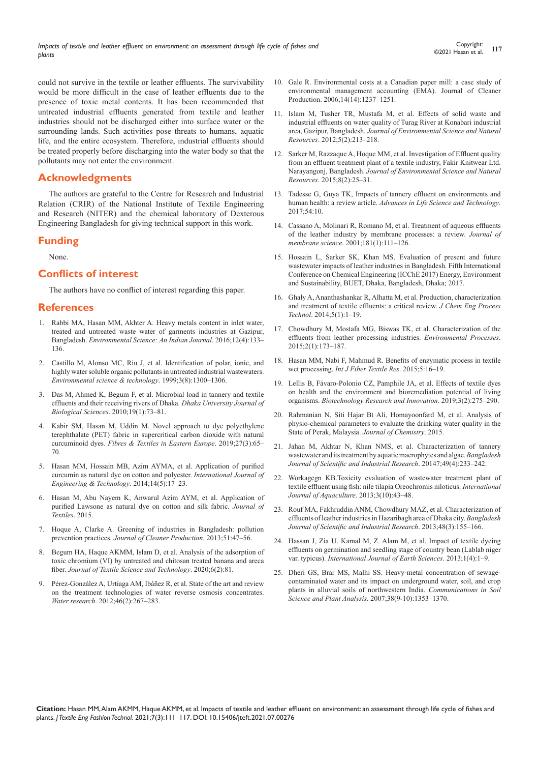could not survive in the textile or leather effluents. The survivability would be more difficult in the case of leather effluents due to the presence of toxic metal contents. It has been recommended that untreated industrial effluents generated from textile and leather industries should not be discharged either into surface water or the surrounding lands. Such activities pose threats to humans, aquatic life, and the entire ecosystem. Therefore, industrial effluents should be treated properly before discharging into the water body so that the pollutants may not enter the environment.

## Acknowledgments

The authors are grateful to the Centre for Research and Industrial Relation (CRIR) of the National Institute of Textile Engineering and Research (NITER) and the chemical laboratory of Dexterous Engineering Bangladesh for giving technical support in this work.

## Funding

None.

## Conflicts of interest

The authors have no conflict of interest regarding this paper.

## References

1. Rabbi MA, Hasan MM, Akhter A. Heavy metals content in inlet water, treated and untreated waste water of garments industries at Gazipur, Bangladesh. *Environmental Science: An Indian Journal*. 2016;12(4):133–136.
2. Castillo M, Alonso MC, Riu J, et al. Identification of polar, ionic, and highly water soluble organic pollutants in untreated industrial wastewaters. *Environmental science & technology*. 1999;3(8):1300–1306.
3. Das M, Ahmed K, Begum F, et al. Microbial load in tannery and textile effluents and their receiving rivers of Dhaka. *Dhaka University Journal of Biological Sciences*. 2010;19(1):73–81.
4. Kabir SM, Hasan M, Uddin M. Novel approach to dye polyethylene terephthalate (PET) fabric in supercritical carbon dioxide with natural curcuminoid dyes. *Fibres & Textiles in Eastern Europe*. 2019;27(3):65–70.
5. Hasan MM, Hossain MB, Azim AYMA, et al. Application of purified curcumin as natural dye on cotton and polyester. *International Journal of Engineering & Technology*. 2014;14(5):17–23.
6. Hasan M, Abu Nayem K, Anwarul Azim AYM, et al. Application of purified Lawsone as natural dye on cotton and silk fabric. *Journal of Textiles*. 2015.
7. Hoque A, Clarke A. Greening of industries in Bangladesh: pollution prevention practices. *Journal of Cleaner Production*. 2013;51:47–56.
8. Begum HA, Haque AKMM, Islam D, et al. Analysis of the adsorption of toxic chromium (VI) by untreated and chitosan treated banana and areca fiber. *Journal of Textile Science and Technology*. 2020;6(2):81.
9. Pérez-González A, Urtiaga AM, Ibáñez R, et al. State of the art and review on the treatment technologies of water reverse osmosis concentrates. *Water research*. 2012;46(2):267–283.
10. Gale R. Environmental costs at a Canadian paper mill: a case study of environmental management accounting (EMA). Journal of Cleaner Production. 2006;14(14):1237–1251.
11. Islam M, Tusher TR, Mustafa M, et al. Effects of solid waste and industrial effluents on water quality of Turag River at Konabari industrial area, Gazipur, Bangladesh. *Journal of Environmental Science and Natural Resources*. 2012;5(2):213–218.
12. Sarker M, Razzaque A, Hoque MM, et al. Investigation of Effluent quality from an effluent treatment plant of a textile industry, Fakir Knitwear Ltd. Narayangonj, Bangladesh. *Journal of Environmental Science and Natural Resources*. 2015;8(2):25–31.
13. Tadesse G, Guya TK, Impacts of tannery effluent on environments and human health: a review article. *Advances in Life Science and Technology*. 2017;54:10.
14. Cassano A, Molinari R, Romano M, et al. Treatment of aqueous effluents of the leather industry by membrane processes: a review. *Journal of membrane science*. 2001;181(1):111–126.
15. Hossain L, Sarker SK, Khan MS. Evaluation of present and future wastewater impacts of leather industries in Bangladesh. Fifth International Conference on Chemical Engineering (ICChE 2017) Energy, Environment and Sustainability, BUET, Dhaka, Bangladesh, Dhaka; 2017.
16. Ghaly A, Ananthashankar R, Alhatta M, et al. Production, characterization and treatment of textile effluents: a critical review. *J Chem Eng Process Technol*. 2014;5(1):1–19.
17. Chowdhury M, Mostafa MG, Biswas TK, et al. Characterization of the effluents from leather processing industries. *Environmental Processes*. 2015;2(1):173–187.
18. Hasan MM, Nabi F, Mahmud R. Benefits of enzymatic process in textile wet processing. *Int J Fiber Textile Res*. 2015;5:16–19.
19. Lellis B, Fávaro-Polonio CZ, Pamphile JA, et al. Effects of textile dyes on health and the environment and bioremediation potential of living organisms. *Biotechnology Research and Innovation*. 2019;3(2):275–290.
20. Rahmanian N, Siti Hajar Bt Ali, Homayoonfard M, et al. Analysis of physio-chemical parameters to evaluate the drinking water quality in the State of Perak, Malaysia. *Journal of Chemistry*. 2015.
21. Jahan M, Akhtar N, Khan NMS, et al. Characterization of tannery wastewater and its treatment by aquatic macrophytes and algae. *Bangladesh Journal of Scientific and Industrial Research*. 20147;49(4):233–242.
22. Workagegn KB.Toxicity evaluation of wastewater treatment plant of textile effluent using fish: nile tilapia Oreochromis niloticus. *International Journal of Aquaculture*. 2013;3(10):43–48.
23. Rouf MA, Fakhruddin ANM, Chowdhury MAZ, et al. Characterization of effluents of leather industries in Hazaribagh area of Dhaka city. *Bangladesh Journal of Scientific and Industrial Research*. 2013;48(3):155–166.
24. Hassan J, Zia U. Kamal M, Z. Alam M, et al. Impact of textile dyeing effluents on germination and seedling stage of country bean (Lablab niger var. typicus). *International Journal of Earth Sciences*. 2013;1(4):1–9.
25. Dheri GS, Brar MS, Malhi SS. Heavy-metal concentration of sewage-contaminated water and its impact on underground water, soil, and crop plants in alluvial soils of northwestern India. *Communications in Soil Science and Plant Analysis*. 2007;38(9-10):1353–1370.